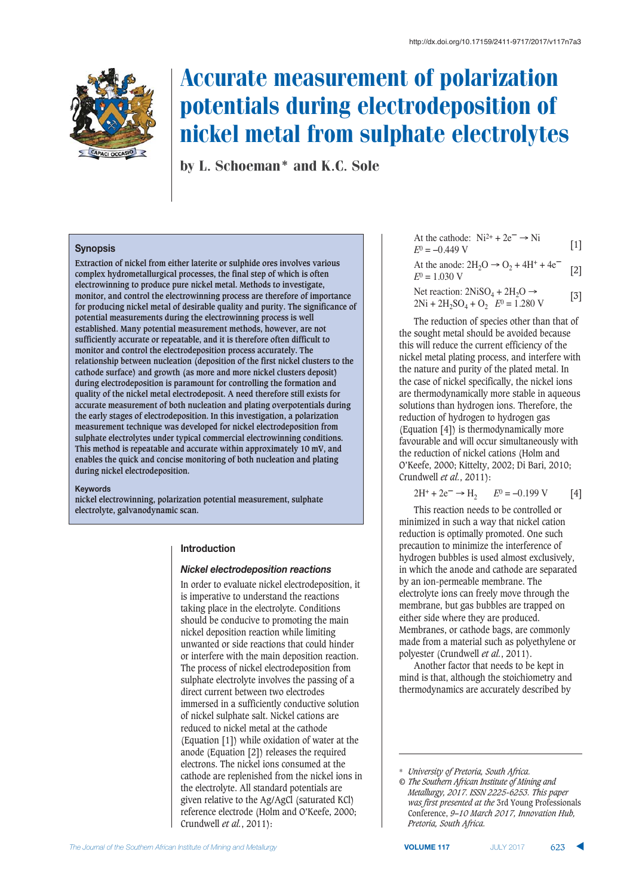http://dx.doi.org/10.17159/2411-9717/2017/v117n7a3

# Accurate measurement of polarization potentials during electrodeposition of nickel metal from sulphate electrolytes

by L. Schoeman* and K.C. Sole

## Synopsis

Extraction of nickel from either laterite or sulphide ores involves various complex hydrometallurgical processes, the final step of which is often electrowinning to produce pure nickel metal. Methods to investigate, monitor, and control the electrowinning process are therefore of importance for producing nickel metal of desirable quality and purity. The significance of potential measurements during the electrowinning process is well established. Many potential measurement methods, however, are not sufficiently accurate or repeatable, and it is therefore often difficult to monitor and control the electrodeposition process accurately. The relationship between nucleation (deposition of the first nickel clusters to the cathode surface) and growth (as more and more nickel clusters deposit) during electrodeposition is paramount for controlling the formation and quality of the nickel metal electrodeposit. A need therefore still exists for accurate measurement of both nucleation and plating overpotentials during the early stages of electrodeposition. In this investigation, a polarization measurement technique was developed for nickel electrodeposition from sulphate electrolytes under typical commercial electrowinning conditions. This method is repeatable and accurate within approximately 10 mV, and enables the quick and concise monitoring of both nucleation and plating during nickel electrodeposition.

**Keywords**
nickel electrowinning, polarization potential measurement, sulphate electrolyte, galvanodynamic scan.

## Introduction

### *Nickel electrodeposition reactions*

In order to evaluate nickel electrodeposition, it is imperative to understand the reactions taking place in the electrolyte. Conditions should be conducive to promoting the main nickel deposition reaction while limiting unwanted or side reactions that could hinder or interfere with the main deposition reaction. The process of nickel electrodeposition from sulphate electrolyte involves the passing of a direct current between two electrodes immersed in a sufficiently conductive solution of nickel sulphate salt. Nickel cations are reduced to nickel metal at the cathode (Equation [1]) while oxidation of water at the anode (Equation [2]) releases the required electrons. The nickel ions consumed at the cathode are replenished from the nickel ions in the electrolyte. All standard potentials are given relative to the Ag/AgCl (saturated KCl) reference electrode (Holm and O'Keefe, 2000; Crundwell *et al.*, 2011):

At the cathode: $Ni^{2+} + 2e^{-} \rightarrow Ni$ $\quad E^0 = -0.449$ V [1]

At the anode: $2H_2O \rightarrow O_2 + 4H^+ + 4e^{-}$ $\quad E^0 = 1.030$ V [2]

Net reaction: $2NiSO_4 + 2H_2O \rightarrow 2Ni + 2H_2SO_4 + O_2$ $\quad E^0 = 1.280$ V [3]

The reduction of species other than that of the sought metal should be avoided because this will reduce the current efficiency of the nickel metal plating process, and interfere with the nature and purity of the plated metal. In the case of nickel specifically, the nickel ions are thermodynamically more stable in aqueous solutions than hydrogen ions. Therefore, the reduction of hydrogen to hydrogen gas (Equation [4]) is thermodynamically more favourable and will occur simultaneously with the reduction of nickel cations (Holm and O'Keefe, 2000; Kittelty, 2002; Di Bari, 2010; Crundwell *et al.*, 2011):

$2H^+ + 2e^{-} \rightarrow H_2$ $\quad E^0 = -0.199$ V [4]

This reaction needs to be controlled or minimized in such a way that nickel cation reduction is optimally promoted. One such precaution to minimize the interference of hydrogen bubbles is used almost exclusively, in which the anode and cathode are separated by an ion-permeable membrane. The electrolyte ions can freely move through the membrane, but gas bubbles are trapped on either side where they are produced. Membranes, or cathode bags, are commonly made from a material such as polyethylene or polyester (Crundwell *et al.*, 2011).

Another factor that needs to be kept in mind is that, although the stoichiometry and thermodynamics are accurately described by

---

\* *University of Pretoria, South Africa.*

© *The Southern African Institute of Mining and Metallurgy, 2017. ISSN 2225-6253. This paper was first presented at the* 3rd Young Professionals Conference, *9–10 March 2017, Innovation Hub, Pretoria, South Africa.*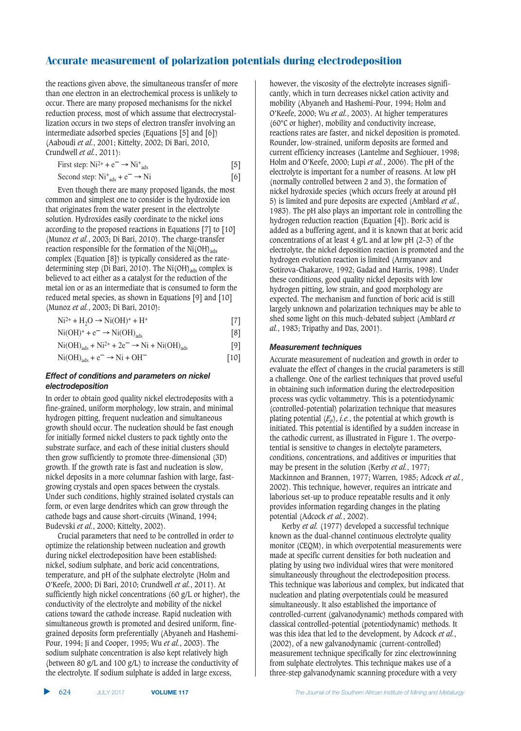the reactions given above, the simultaneous transfer of more than one electron in an electrochemical process is unlikely to occur. There are many proposed mechanisms for the nickel reduction process, most of which assume that electrocrystallization occurs in two steps of electron transfer involving an intermediate adsorbed species (Equations [5] and [6]) (Aaboudi *et al.*, 2001; Kittelty, 2002; Di Bari, 2010, Crundwell *et al.*, 2011):

$$\text{First step: } Ni^{2+} + e^{-} \rightarrow Ni^{+}_{ads} \quad [5]$$

$$\text{Second step: } Ni^{+}_{ads} + e^{-} \rightarrow Ni \quad [6]$$

Even though there are many proposed ligands, the most common and simplest one to consider is the hydroxide ion that originates from the water present in the electrolyte solution. Hydroxides easily coordinate to the nickel ions according to the proposed reactions in Equations [7] to [10] (Munoz *et al.*, 2003; Di Bari, 2010). The charge-transfer reaction responsible for the formation of the $Ni(OH)_{ads}$ complex (Equation [8]) is typically considered as the rate-determining step (Di Bari, 2010). The $Ni(OH)_{ads}$ complex is believed to act either as a catalyst for the reduction of the metal ion or as an intermediate that is consumed to form the reduced metal species, as shown in Equations [9] and [10] (Munoz *et al.*, 2003; Di Bari, 2010):

$$Ni^{2+} + H_2O \rightarrow Ni(OH)^{+} + H^{+} \quad [7]$$

$$Ni(OH)^{+} + e^{-} \rightarrow Ni(OH)_{ads} \quad [8]$$

$$Ni(OH)_{ads} + Ni^{2+} + 2e^{-} \rightarrow Ni + Ni(OH)_{ads} \quad [9]$$

$$Ni(OH)_{ads} + e^{-} \rightarrow Ni + OH^{-} \quad [10]$$

### *Effect of conditions and parameters on nickel electrodeposition*

In order to obtain good quality nickel electrodeposits with a fine-grained, uniform morphology, low strain, and minimal hydrogen pitting, frequent nucleation and simultaneous growth should occur. The nucleation should be fast enough for initially formed nickel clusters to pack tightly onto the substrate surface, and each of these initial clusters should then grow sufficiently to promote three-dimensional (3D) growth. If the growth rate is fast and nucleation is slow, nickel deposits in a more columnar fashion with large, fast-growing crystals and open spaces between the crystals. Under such conditions, highly strained isolated crystals can form, or even large dendrites which can grow through the cathode bags and cause short-circuits (Winand, 1994; Budevski *et al.*, 2000; Kittelty, 2002).

Crucial parameters that need to be controlled in order to optimize the relationship between nucleation and growth during nickel electrodeposition have been established: nickel, sodium sulphate, and boric acid concentrations, temperature, and pH of the sulphate electrolyte (Holm and O'Keefe, 2000; Di Bari, 2010; Crundwell *et al.*, 2011). At sufficiently high nickel concentrations (60 g/L or higher), the conductivity of the electrolyte and mobility of the nickel cations toward the cathode increase. Rapid nucleation with simultaneous growth is promoted and desired uniform, fine-grained deposits form preferentially (Abyaneh and Hashemi-Pour, 1994; Ji and Cooper, 1995; Wu *et al.*, 2003). The sodium sulphate concentration is also kept relatively high (between 80 g/L and 100 g/L) to increase the conductivity of the electrolyte. If sodium sulphate is added in large excess, however, the viscosity of the electrolyte increases significantly, which in turn decreases nickel cation activity and mobility (Abyaneh and Hashemi-Pour, 1994; Holm and O'Keefe, 2000; Wu *et al.*, 2003). At higher temperatures (60°C or higher), mobility and conductivity increase, reactions rates are faster, and nickel deposition is promoted. Rounder, low-strained, uniform deposits are formed and current efficiency increases (Lantelme and Seghiouer, 1998; Holm and O'Keefe, 2000; Lupi *et al.*, 2006). The pH of the electrolyte is important for a number of reasons. At low pH (normally controlled between 2 and 3), the formation of nickel hydroxide species (which occurs freely at around pH 5) is limited and pure deposits are expected (Amblard *et al.*, 1983). The pH also plays an important role in controlling the hydrogen reduction reaction (Equation [4]). Boric acid is added as a buffering agent, and it is known that at boric acid concentrations of at least 4 g/L and at low pH (2–3) of the electrolyte, the nickel deposition reaction is promoted and the hydrogen evolution reaction is limited (Armyanov and Sotirova-Chakarove, 1992; Gadad and Harris, 1998). Under these conditions, good quality nickel deposits with low hydrogen pitting, low strain, and good morphology are expected. The mechanism and function of boric acid is still largely unknown and polarization techniques may be able to shed some light on this much-debated subject (Amblard *et al.*, 1983; Tripathy and Das, 2001).

### *Measurement techniques*

Accurate measurement of nucleation and growth in order to evaluate the effect of changes in the crucial parameters is still a challenge. One of the earliest techniques that proved useful in obtaining such information during the electrodeposition process was cyclic voltammetry. This is a potentiodynamic (controlled-potential) polarization technique that measures plating potential ($E_p$), *i.e.*, the potential at which growth is initiated. This potential is identified by a sudden increase in the cathodic current, as illustrated in Figure 1. The overpotential is sensitive to changes in electrolyte parameters, conditions, concentrations, and additives or impurities that may be present in the solution (Kerby *et al.*, 1977; Mackinnon and Brannen, 1977; Warren, 1985; Adcock *et al.*, 2002). This technique, however, requires an intricate and laborious set-up to produce repeatable results and it only provides information regarding changes in the plating potential (Adcock *et al.*, 2002).

Kerby *et al.* (1977) developed a successful technique known as the dual-channel continuous electrolyte quality monitor (CEQM), in which overpotential measurements were made at specific current densities for both nucleation and plating by using two individual wires that were monitored simultaneously throughout the electrodeposition process. This technique was laborious and complex, but indicated that nucleation and plating overpotentials could be measured simultaneously. It also established the importance of controlled-current (galvanodynamic) methods compared with classical controlled-potential (potentiodynamic) methods. It was this idea that led to the development, by Adcock *et al.*, (2002), of a new galvanodynamic (current-controlled) measurement technique specifically for zinc electrowinning from sulphate electrolytes. This technique makes use of a three-step galvanodynamic scanning procedure with a very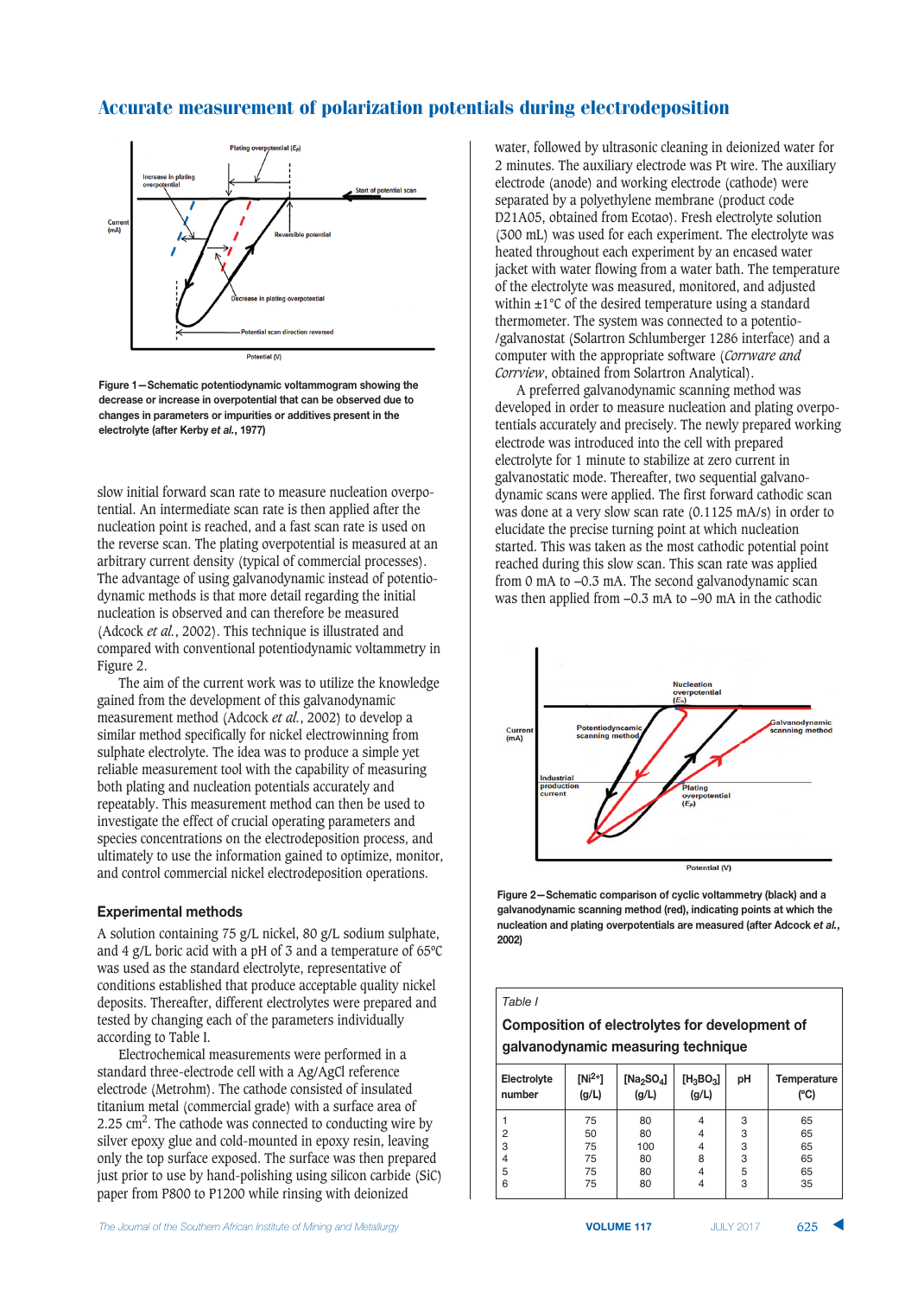Figure 1—Schematic potentiodynamic voltammogram showing the decrease or increase in overpotential that can be observed due to changes in parameters or impurities or additives present in the electrolyte (after Kerby *et al.*, 1977)

slow initial forward scan rate to measure nucleation overpotential. An intermediate scan rate is then applied after the nucleation point is reached, and a fast scan rate is used on the reverse scan. The plating overpotential is measured at an arbitrary current density (typical of commercial processes). The advantage of using galvanodynamic instead of potentiodynamic methods is that more detail regarding the initial nucleation is observed and can therefore be measured (Adcock *et al.*, 2002). This technique is illustrated and compared with conventional potentiodynamic voltammetry in Figure 2.

The aim of the current work was to utilize the knowledge gained from the development of this galvanodynamic measurement method (Adcock *et al.*, 2002) to develop a similar method specifically for nickel electrowinning from sulphate electrolyte. The idea was to produce a simple yet reliable measurement tool with the capability of measuring both plating and nucleation potentials accurately and repeatably. This measurement method can then be used to investigate the effect of crucial operating parameters and species concentrations on the electrodeposition process, and ultimately to use the information gained to optimize, monitor, and control commercial nickel electrodeposition operations.

## Experimental methods

A solution containing 75 g/L nickel, 80 g/L sodium sulphate, and 4 g/L boric acid with a pH of 3 and a temperature of 65°C was used as the standard electrolyte, representative of conditions established that produce acceptable quality nickel deposits. Thereafter, different electrolytes were prepared and tested by changing each of the parameters individually according to Table I.

Electrochemical measurements were performed in a standard three-electrode cell with a Ag/AgCl reference electrode (Metrohm). The cathode consisted of insulated titanium metal (commercial grade) with a surface area of 2.25 $cm^2$. The cathode was connected to conducting wire by silver epoxy glue and cold-mounted in epoxy resin, leaving only the top surface exposed. The surface was then prepared just prior to use by hand-polishing using silicon carbide (SiC) paper from P800 to P1200 while rinsing with deionized water, followed by ultrasonic cleaning in deionized water for 2 minutes. The auxiliary electrode was Pt wire. The auxiliary electrode (anode) and working electrode (cathode) were separated by a polyethylene membrane (product code D21A05, obtained from Ecotao). Fresh electrolyte solution (300 mL) was used for each experiment. The electrolyte was heated throughout each experiment by an encased water jacket with water flowing from a water bath. The temperature of the electrolyte was measured, monitored, and adjusted within ±1°C of the desired temperature using a standard thermometer. The system was connected to a potentio-/galvanostat (Solartron Schlumberger 1286 interface) and a computer with the appropriate software (*Corrware and Corrview*, obtained from Solartron Analytical).

A preferred galvanodynamic scanning method was developed in order to measure nucleation and plating overpotentials accurately and precisely. The newly prepared working electrode was introduced into the cell with prepared electrolyte for 1 minute to stabilize at zero current in galvanostatic mode. Thereafter, two sequential galvanodynamic scans were applied. The first forward cathodic scan was done at a very slow scan rate (0.1125 mA/s) in order to elucidate the precise turning point at which nucleation started. This was taken as the most cathodic potential point reached during this slow scan. This current was applied from 0 mA to –0.3 mA. The second galvanodynamic scan was then applied from –0.3 mA to –90 mA in the cathodic

Figure 2—Schematic comparison of cyclic voltammetry (black) and a galvanodynamic scanning method (red), indicating points at which the nucleation and plating overpotentials are measured (after Adcock *et al.*, 2002)

*Table I*

**Composition of electrolytes for development of galvanodynamic measuring technique**

| Electrolyte number | $[Ni^{2+}]$ (g/L) | $[Na_2SO_4]$ (g/L) | $[H_3BO_3]$ (g/L) | pH | Temperature (°C) |
|---|---|---|---|---|---|
| 1 | 75 | 80 | 4 | 3 | 65 |
| 2 | 50 | 80 | 4 | 3 | 65 |
| 3 | 75 | 100 | 4 | 3 | 65 |
| 4 | 75 | 80 | 8 | 3 | 65 |
| 5 | 75 | 80 | 4 | 5 | 65 |
| 6 | 75 | 80 | 4 | 3 | 35 |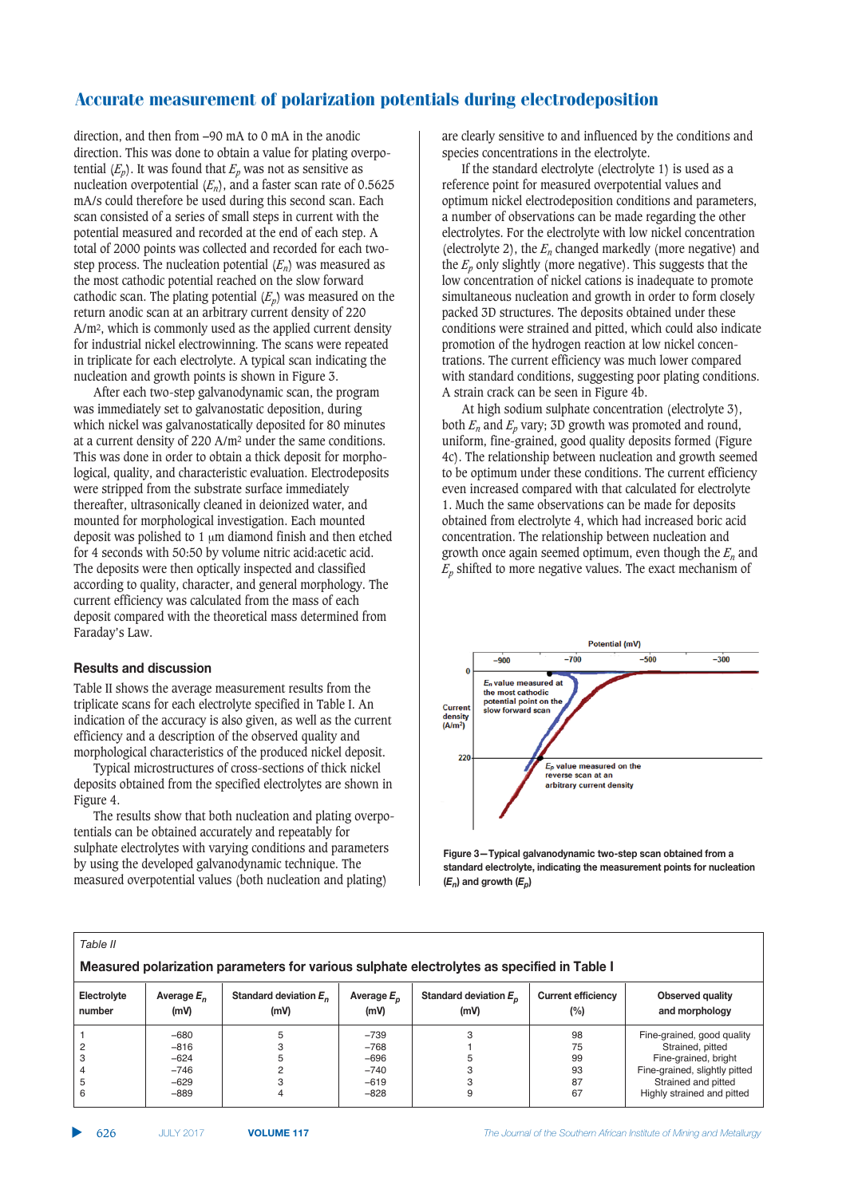direction, and then from –90 mA to 0 mA in the anodic direction. This was done to obtain a value for plating overpotential ($E_p$). It was found that $E_p$ was not as sensitive as nucleation overpotential ($E_n$), and a faster scan rate of 0.5625 mA/s could therefore be used during this second scan. Each scan consisted of a series of small steps in current with the potential measured and recorded at the end of each step. A total of 2000 points was collected and recorded for each two-step process. The nucleation potential ($E_n$) was measured as the most cathodic potential reached on the slow forward cathodic scan. The plating potential ($E_p$) was measured on the return anodic scan at an arbitrary current density of 220 A/m², which is commonly used as the applied current density for industrial nickel electrowinning. The scans were repeated in triplicate for each electrolyte. A typical scan indicating the nucleation and growth points is shown in Figure 3.

After each two-step galvanodynamic scan, the program was immediately set to galvanostatic deposition, during which nickel was galvanostatically deposited for 80 minutes at a current density of 220 A/m² under the same conditions. This was done in order to obtain a thick deposit for morphological, quality, and characteristic evaluation. Electrodeposits were stripped from the substrate surface immediately thereafter, ultrasonically cleaned in deionized water, and mounted for morphological investigation. Each mounted deposit was polished to 1 μm diamond finish and then etched for 4 seconds with 50:50 by volume nitric acid:acetic acid. The deposits were then optically inspected and classified according to quality, character, and general morphology. The current efficiency was calculated from the mass of each deposit compared with the theoretical mass determined from Faraday's Law.

## Results and discussion

Table II shows the average measurement results from the triplicate scans for each electrolyte specified in Table I. An indication of the accuracy is also given, as well as the current efficiency and a description of the observed quality and morphological characteristics of the produced nickel deposit.

Typical microstructures of cross-sections of thick nickel deposits obtained from the specified electrolytes are shown in Figure 4.

The results show that both nucleation and plating overpotentials can be obtained accurately and repeatably for sulphate electrolytes with varying conditions and parameters by using the developed galvanodynamic technique. The measured overpotential values (both nucleation and plating) are clearly sensitive to and influenced by the conditions and species concentrations in the electrolyte.

If the standard electrolyte (electrolyte 1) is used as a reference point for measured overpotential values and optimum nickel electrodeposition conditions and parameters, a number of observations can be made regarding the other electrolytes. For the electrolyte with low nickel concentration (electrolyte 2), the $E_n$ changed markedly (more negative) and the $E_p$ only slightly (more negative). This suggests that the low concentration of nickel cations is inadequate to promote simultaneous nucleation and growth in order to form closely packed 3D structures. The deposits obtained under these conditions were strained and pitted, which could also indicate promotion of the hydrogen reaction at low nickel concentrations. The current efficiency was much lower compared with standard conditions, suggesting poor plating conditions. A strain crack can be seen in Figure 4b.

At high sodium sulphate concentration (electrolyte 3), both $E_n$ and $E_p$ vary; 3D growth was promoted and round, uniform, fine-grained, good quality deposits formed (Figure 4c). The relationship between nucleation and growth seemed to be optimum under these conditions. The current efficiency even increased compared with that calculated for electrolyte 1. Much the same observations can be made for deposits obtained from electrolyte 4, which had increased boric acid concentration. The relationship between nucleation and growth once again seemed optimum, even though the $E_n$ and $E_p$ shifted to more negative values. The exact mechanism of

Figure 3—Typical galvanodynamic two-step scan obtained from a standard electrolyte, indicating the measurement points for nucleation ($E_n$) and growth ($E_p$)

Table II

**Measured polarization parameters for various sulphate electrolytes as specified in Table I**

| Electrolyte number | Average $E_n$ (mV) | Standard deviation $E_n$ (mV) | Average $E_p$ (mV) | Standard deviation $E_p$ (mV) | Current efficiency (%) | Observed quality and morphology |
|---|---|---|---|---|---|---|
| 1 | –680 | 5 | –739 | 3 | 98 | Fine-grained, good quality |
| 2 | –816 | 3 | –768 | 1 | 75 | Strained, pitted |
| 3 | –624 | 5 | –696 | 5 | 99 | Fine-grained, bright |
| 4 | –746 | 2 | –740 | 3 | 93 | Fine-grained, slightly pitted |
| 5 | –629 | 3 | –619 | 3 | 87 | Strained and pitted |
| 6 | –889 | 4 | –828 | 9 | 67 | Highly strained and pitted |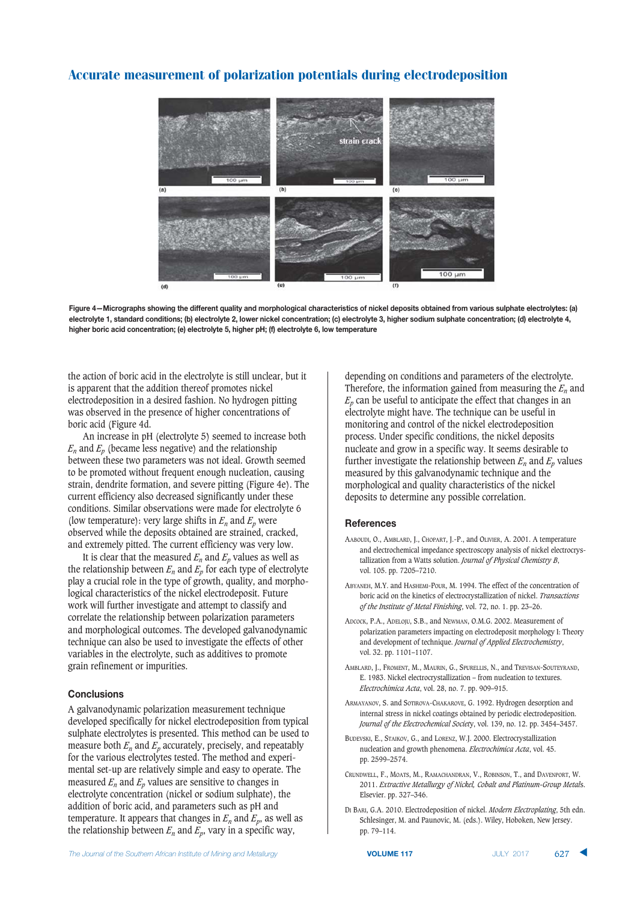Figure 4—Micrographs showing the different quality and morphological characteristics of nickel deposits obtained from various sulphate electrolytes: (a) electrolyte 1, standard conditions; (b) electrolyte 2, lower nickel concentration; (c) electrolyte 3, higher sodium sulphate concentration; (d) electrolyte 4, higher boric acid concentration; (e) electrolyte 5, higher pH; (f) electrolyte 6, low temperature

the action of boric acid in the electrolyte is still unclear, but it is apparent that the addition thereof promotes nickel electrodeposition in a desired fashion. No hydrogen pitting was observed in the presence of higher concentrations of boric acid (Figure 4d).

An increase in pH (electrolyte 5) seemed to increase both $E_n$ and $E_p$ (became less negative) and the relationship between these two parameters was not ideal. Growth seemed to be promoted without frequent enough nucleation, causing strain, dendrite formation, and severe pitting (Figure 4e). The current efficiency also decreased significantly under these conditions. Similar observations were made for electrolyte 6 (low temperature): very large shifts in $E_n$ and $E_p$ were observed while the deposits obtained are strained, cracked, and extremely pitted. The current efficiency was very low.

It is clear that the measured $E_n$ and $E_p$ values as well as the relationship between $E_n$ and $E_p$ for each type of electrolyte play a crucial role in the type of growth, quality, and morphological characteristics of the nickel electrodeposit. Future work will further investigate and attempt to classify and correlate the relationship between polarization parameters and morphological outcomes. The developed galvanodynamic technique can also be used to investigate the effects of other variables in the electrolyte, such as additives to promote grain refinement or impurities.

## Conclusions

A galvanodynamic polarization measurement technique developed specifically for nickel electrodeposition from typical sulphate electrolytes is presented. This method can be used to measure both $E_n$ and $E_p$ accurately, precisely, and repeatably for the various electrolytes tested. The method and experimental set-up are relatively simple and easy to operate. The measured $E_n$ and $E_p$ values are sensitive to changes in electrolyte concentration (nickel or sodium sulphate), the addition of boric acid, and parameters such as pH and temperature. It appears that changes in $E_n$ and $E_p$, as well as the relationship between $E_n$ and $E_p$, vary in a specific way, depending on conditions and parameters of the electrolyte. Therefore, the information gained from measuring the $E_n$ and $E_p$ can be useful to anticipate the effect that changes in an electrolyte might have. The technique can be useful in monitoring and control of the nickel electrodeposition process. Under specific conditions, the nickel deposits nucleate and grow in a specific way. It seems desirable to further investigate the relationship between $E_n$ and $E_p$ values measured by this galvanodynamic technique and the morphological and quality characteristics of the nickel deposits to determine any possible correlation.

## References

Aaboudi, O., Amblard, J., Chopart, J.-P., and Olivier, A. 2001. A temperature and electrochemical impedance spectroscopy analysis of nickel electrocrystallization from a Watts solution. *Journal of Physical Chemistry B*, vol. 105. pp. 7205–7210.

Abyaneh, M.Y. and Hashemi-Pour, M. 1994. The effect of the concentration of boric acid on the kinetics of electrocrystallization of nickel. *Transactions of the Institute of Metal Finishing*, vol. 72, no. 1. pp. 23–26.

Adcock, P.A., Adeloju, S.B., and Newman, O.M.G. 2002. Measurement of polarization parameters impacting on electrodeposit morphology I: Theory and development of technique. *Journal of Applied Electrochemistry*, vol. 32. pp. 1101–1107.

Amblard, J., Froment, M., Maurin, G., Spurellis, N., and Trevisan-Souteyrand, E. 1983. Nickel electrocrystallization – from nucleation to textures. *Electrochimica Acta*, vol. 28, no. 7. pp. 909–915.

Armayanov, S. and Sotirova-Chakarove, G. 1992. Hydrogen desorption and internal stress in nickel coatings obtained by periodic electrodeposition. *Journal of the Electrochemical Society*, vol. 139, no. 12. pp. 3454–3457.

Budevski, E., Staikov, G., and Lorenz, W.J. 2000. Electrocrystallization nucleation and growth phenomena. *Electrochimica Acta*, vol. 45. pp. 2599–2574.

Crundwell, F., Moats, M., Ramachandran, V., Robinson, T., and Davenport, W. 2011. *Extractive Metallurgy of Nickel, Cobalt and Platinum-Group Metals*. Elsevier. pp. 327–346.

Di Bari, G.A. 2010. Electrodeposition of nickel. *Modern Electroplating*, 5th edn. Schlesinger, M. and Paunovic, M. (eds.). Wiley, Hoboken, New Jersey. pp. 79–114.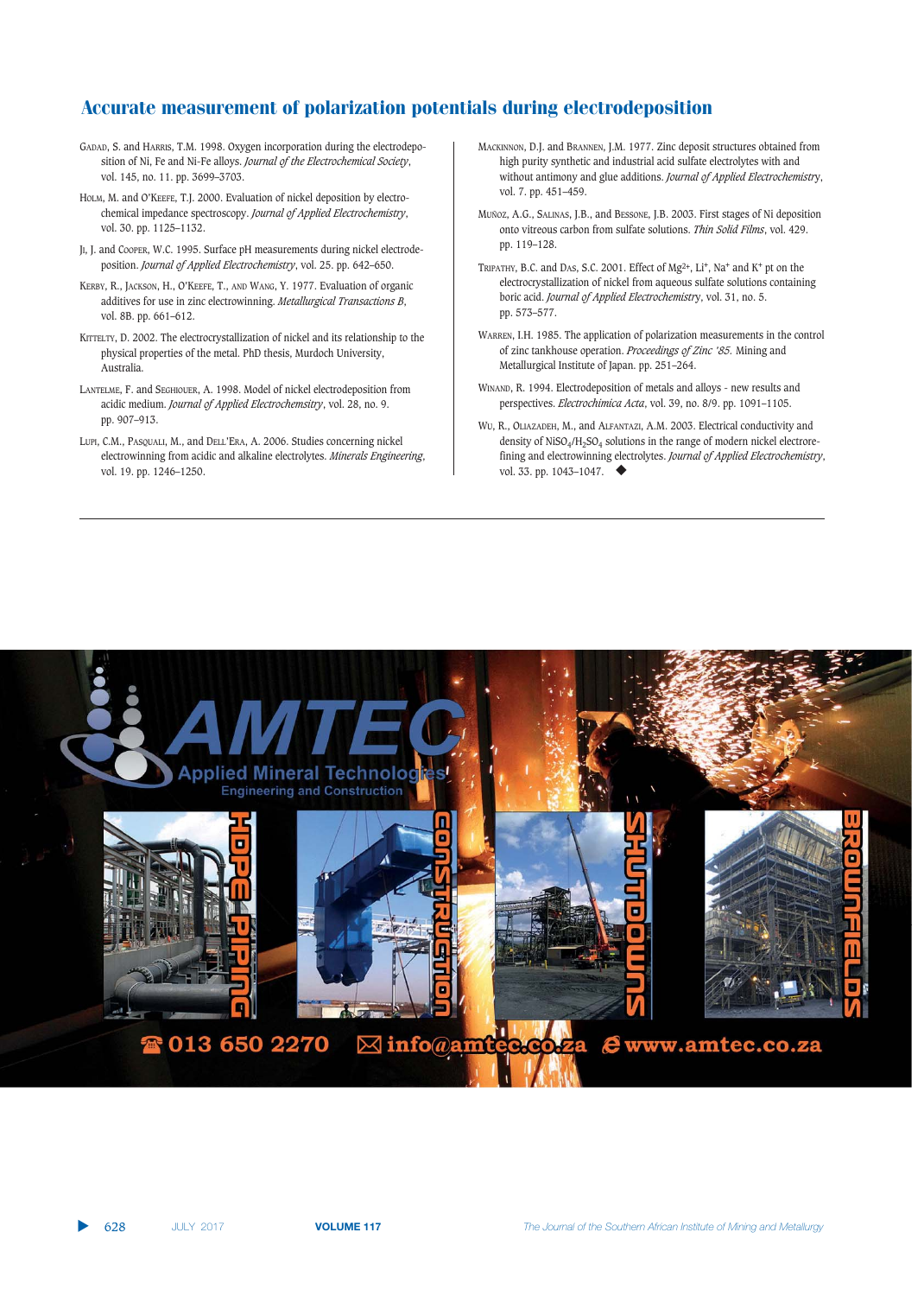Gadad, S. and Harris, T.M. 1998. Oxygen incorporation during the electrodeposition of Ni, Fe and Ni-Fe alloys. *Journal of the Electrochemical Society*, vol. 145, no. 11. pp. 3699–3703.

Holm, M. and O'Keefe, T.J. 2000. Evaluation of nickel deposition by electrochemical impedance spectroscopy. *Journal of Applied Electrochemistry*, vol. 30. pp. 1125–1132.

Ji, J. and Cooper, W.C. 1995. Surface pH measurements during nickel electrodeposition. *Journal of Applied Electrochemistry*, vol. 25. pp. 642–650.

Kerby, R., Jackson, H., O'Keefe, T., and Wang, Y. 1977. Evaluation of organic additives for use in zinc electrowinning. *Metallurgical Transactions B*, vol. 8B. pp. 661–612.

Kittelty, D. 2002. The electrocrystallization of nickel and its relationship to the physical properties of the metal. PhD thesis, Murdoch University, Australia.

Lantelme, F. and Seghiouer, A. 1998. Model of nickel electrodeposition from acidic medium. *Journal of Applied Electrochemistry*, vol. 28, no. 9. pp. 907–913.

Lupi, C.M., Pasquali, M., and Dell'Era, A. 2006. Studies concerning nickel electrowinning from acidic and alkaline electrolytes. *Minerals Engineering*, vol. 19. pp. 1246–1250.

MacKinnon, D.J. and Brannen, J.M. 1977. Zinc deposit structures obtained from high purity synthetic and industrial acid sulfate electrolytes with and without antimony and glue additions. *Journal of Applied Electrochemistry*, vol. 7. pp. 451–459.

Muñoz, A.G., Salinas, J.B., and Bessone, J.B. 2003. First stages of Ni deposition onto vitreous carbon from sulfate solutions. *Thin Solid Films*, vol. 429. pp. 119–128.

Tripathy, B.C. and Das, S.C. 2001. Effect of $Mg^{2+}$, $Li^{+}$, $Na^{+}$ and $K^{+}$ pt on the electrocrystallization of nickel from aqueous sulfate solutions containing boric acid. *Journal of Applied Electrochemistry*, vol. 31, no. 5. pp. 573–577.

Warren, I.H. 1985. The application of polarization measurements in the control of zinc tankhouse operation. *Proceedings of Zinc '85*. Mining and Metallurgical Institute of Japan. pp. 251–264.

Winand, R. 1994. Electrodeposition of metals and alloys - new results and perspectives. *Electrochimica Acta*, vol. 39, no. 8/9. pp. 1091–1105.

Wu, R., Oliazadeh, M., and Alfantazi, A.M. 2003. Electrical conductivity and density of $NiSO_4/H_2SO_4$ solutions in the range of modern nickel electrorefining and electrowinning electrolytes. *Journal of Applied Electrochemistry*, vol. 33. pp. 1043–1047. ◆